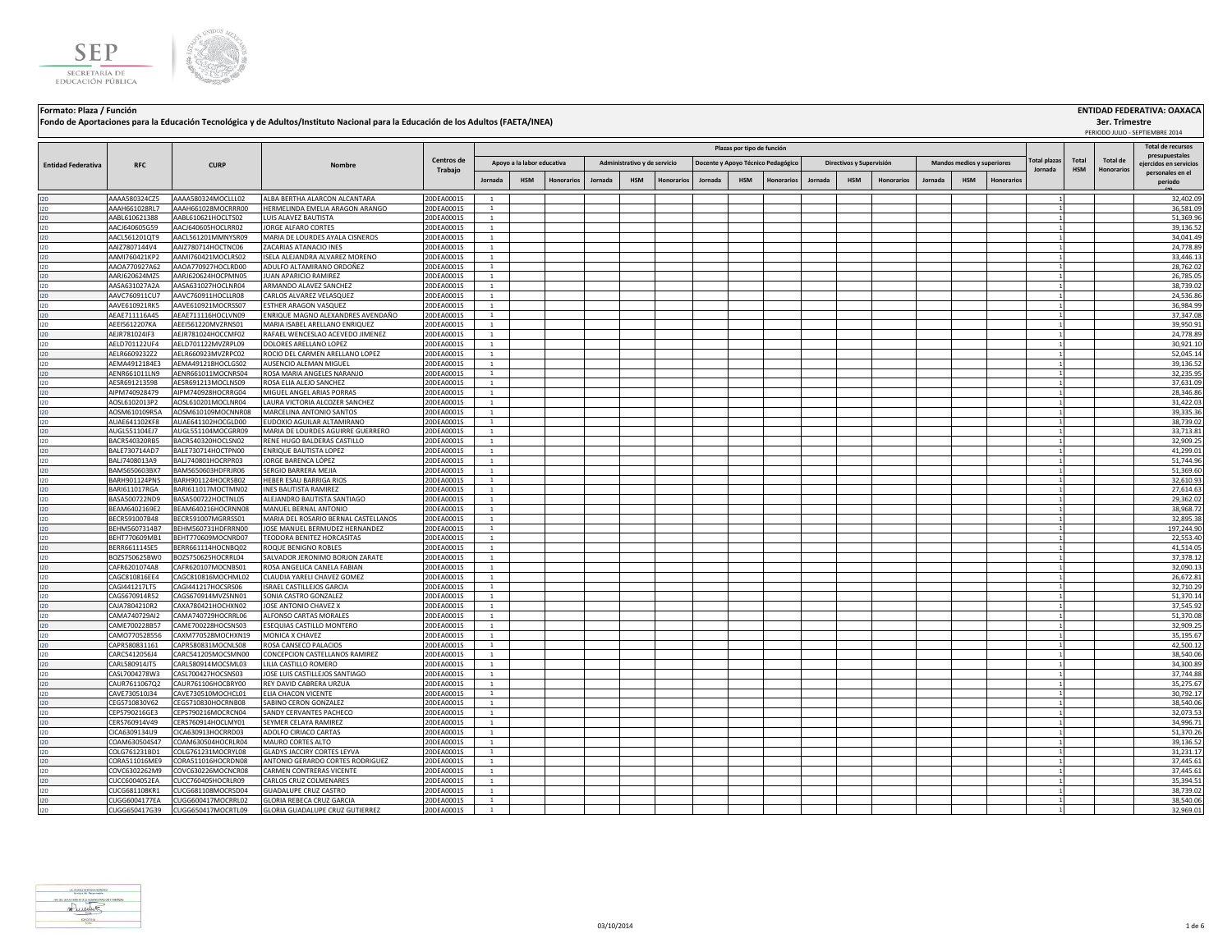**Formato: Plaza / Función**

**Fondo de Aportaciones para la Educación Tecnológica y de Adultos/Instituto Nacional para la Educación de los Adultos (FAETA/INEA)**

**ENTIDAD FEDERATIVA: OAXACA**

**3er. Trimestre**

PERIODO JULIO - SEPTIEMBRE 2014

| Entidad Federativa | RFC | CURP | Nombre | Centros de Trabajo | Plazas por tipo de función | | | | | | | | | | | | | | | Total plazas Jornada | Total HSM | Total de Honorarios | Total de recursos presupuestales ejercidos en servicios personales en el periodo |
|---|---|---|---|---|---|---|---|---|---|---|---|---|---|---|---|---|---|---|---|---|---|---|---|
| | | | | | Apoyo a la labor educativa | | | Administrativo y de servicio | | | Docente y Apoyo Técnico Pedagógico | | | Directivos y Supervisión | | | Mandos medios y superiores | | | | | | |
| | | | | | Jornada | HSM | Honorarios | Jornada | HSM | Honorarios | Jornada | HSM | Honorarios | Jornada | HSM | Honorarios | Jornada | HSM | Honorarios | | | | |
| I20 | AAAA580324CZ5 | AAAA580324MOCLLL02 | ALBA BERTHA ALARCON ALCANTARA | 20DEA0001S | 1 | | | | | | | | | | | | | | | 1 | | | 32,402.09 |
| I20 | AAAH661028RL7 | AAAH661028MOCRRR00 | HERMELINDA EMELIA ARAGON ARANGO | 20DEA0001S | 1 | | | | | | | | | | | | | | | 1 | | | 36,581.09 |
| I20 | AABL610621388 | AABL610621HOCLTS02 | LUIS ALAVEZ BAUTISTA | 20DEA0001S | 1 | | | | | | | | | | | | | | | 1 | | | 51,369.96 |
| I20 | AACJ640605G59 | AACJ640605HOCLRR02 | JORGE ALFARO CORTES | 20DEA0001S | 1 | | | | | | | | | | | | | | | 1 | | | 39,136.52 |
| I20 | AACL561201QT9 | AACL561201MMNYSR09 | MARIA DE LOURDES AYALA CISNEROS | 20DEA0001S | 1 | | | | | | | | | | | | | | | 1 | | | 34,041.49 |
| I20 | AAIZ780714 4V4 | AAIZ780714HOCTNC06 | ZACARIAS ATANACIO INES | 20DEA0001S | 1 | | | | | | | | | | | | | | | 1 | | | 24,778.89 |
| I20 | AAMI760421KP2 | AAMI760421MOCLRS02 | ISELA ALEJANDRA ALVAREZ MORENO | 20DEA0001S | 1 | | | | | | | | | | | | | | | 1 | | | 33,446.13 |
| I20 | AAOA770927A62 | AAOA770927HOCLRD00 | ADULFO ALTAMIRANO ORDOÑEZ | 20DEA0001S | 1 | | | | | | | | | | | | | | | 1 | | | 28,762.02 |
| I20 | AARJ620624MZ5 | AARJ620624HOCPMN05 | JUAN APARICIO RAMIREZ | 20DEA0001S | 1 | | | | | | | | | | | | | | | 1 | | | 26,785.05 |
| I20 | AASA631027A2A | AASA631027HOCLNR04 | ARMANDO ALAVEZ SANCHEZ | 20DEA0001S | 1 | | | | | | | | | | | | | | | 1 | | | 38,739.02 |
| I20 | AAVC760911CU7 | AAVC760911HOCLLR08 | CARLOS ALVAREZ VELASQUEZ | 20DEA0001S | 1 | | | | | | | | | | | | | | | 1 | | | 24,536.86 |
| I20 | AAVE610921RK5 | AAVE610921MOCRSS07 | ESTHER ARAGON VASQUEZ | 20DEA0001S | 1 | | | | | | | | | | | | | | | 1 | | | 36,984.99 |
| I20 | AEAE711116A45 | AEAE711116HOCLVN09 | ENRIQUE MAGNO ALEXANDRES AVENDAÑO | 20DEA0001S | 1 | | | | | | | | | | | | | | | 1 | | | 37,347.08 |
| I20 | AEEI5612207KA | AEEI561220MVZRNS01 | MARIA ISABEL ARELLANO ENRIQUEZ | 20DEA0001S | 1 | | | | | | | | | | | | | | | 1 | | | 39,950.91 |
| I20 | AEJR781024IF3 | AEJR781024HOCCMF02 | RAFAEL WENCESLAO ACEVEDO JIMENEZ | 20DEA0001S | 1 | | | | | | | | | | | | | | | 1 | | | 24,778.89 |
| I20 | AELD701122UF4 | AELD701122MVZRPL09 | DOLORES ARELLANO LOPEZ | 20DEA0001S | 1 | | | | | | | | | | | | | | | 1 | | | 30,921.10 |
| I20 | AELR6609232Z2 | AELR660923MVZRPC02 | ROCIO DEL CARMEN ARELLANO LOPEZ | 20DEA0001S | 1 | | | | | | | | | | | | | | | 1 | | | 52,045.14 |
| I20 | AEMA4912184E3 | AEMA491218HOCLGS02 | AUSENCIO ALEMAN MIGUEL | 20DEA0001S | 1 | | | | | | | | | | | | | | | 1 | | | 39,136.52 |
| I20 | AENR661011LN9 | AENR661011MOCNRS04 | ROSA MARIA ANGELES NARANJO | 20DEA0001S | 1 | | | | | | | | | | | | | | | 1 | | | 32,235.95 |
| I20 | AESR691213598 | AESR691213MOCLNS09 | ROSA ELIA ALEJO SANCHEZ | 20DEA0001S | 1 | | | | | | | | | | | | | | | 1 | | | 37,631.09 |
| I20 | AIPM740928479 | AIPM740928HOCRRG04 | MIGUEL ANGEL ARIAS PORRAS | 20DEA0001S | 1 | | | | | | | | | | | | | | | 1 | | | 28,346.86 |
| I20 | AOSL6102013P2 | AOSL610201MOCLNR04 | LAURA VICTORIA ALCOZER SANCHEZ | 20DEA0001S | 1 | | | | | | | | | | | | | | | 1 | | | 31,422.03 |
| I20 | AOSM610109R5A | AOSM610109MOCNNR08 | MARCELINA ANTONIO SANTOS | 20DEA0001S | 1 | | | | | | | | | | | | | | | 1 | | | 39,335.36 |
| I20 | AUAE641102KF8 | AUAE641102HOCGLD00 | EUDOXIO AGUILAR ALTAMIRANO | 20DEA0001S | 1 | | | | | | | | | | | | | | | 1 | | | 38,739.02 |
| I20 | AUGL551104EJ7 | AUGL551104MOCGRR09 | MARIA DE LOURDES AGUIRRE GUERRERO | 20DEA0001S | 1 | | | | | | | | | | | | | | | 1 | | | 33,713.81 |
| I20 | BACR540320RB5 | BACR540320HOCLSN02 | RENE HUGO BALDERAS CASTILLO | 20DEA0001S | 1 | | | | | | | | | | | | | | | 1 | | | 32,909.25 |
| I20 | BALE730714AD7 | BALE730714HOCTPN00 | ENRIQUE BAUTISTA LOPEZ | 20DEA0001S | 1 | | | | | | | | | | | | | | | 1 | | | 41,299.01 |
| I20 | BALJ7408013A9 | BALJ740801HOCRPR03 | JORGE BARENCA LÓPEZ | 20DEA0001S | 1 | | | | | | | | | | | | | | | 1 | | | 51,744.96 |
| I20 | BAMS650603BX7 | BAMS650603HDFRJR06 | SERGIO BARRERA MEJIA | 20DEA0001S | 1 | | | | | | | | | | | | | | | 1 | | | 51,369.60 |
| I20 | BARH901124PN5 | BARH901124HOCRSB02 | HEBER ESAU BARRIGA RIOS | 20DEA0001S | 1 | | | | | | | | | | | | | | | 1 | | | 32,610.93 |
| I20 | BARI611017RGA | BARI611017MOCTMN02 | INES BAUTISTA RAMIREZ | 20DEA0001S | 1 | | | | | | | | | | | | | | | 1 | | | 27,614.63 |
| I20 | BASA500722ND9 | BASA500722HOCTNL05 | ALEJANDRO BAUTISTA SANTIAGO | 20DEA0001S | 1 | | | | | | | | | | | | | | | 1 | | | 29,362.02 |
| I20 | BEAM6402169E2 | BEAM640216HOCRNN08 | MANUEL BERNAL ANTONIO | 20DEA0001S | 1 | | | | | | | | | | | | | | | 1 | | | 38,968.72 |
| I20 | BECR591007B48 | BECR591007MGRRSS01 | MARIA DEL ROSARIO BERNAL CASTELLANOS | 20DEA0001S | 1 | | | | | | | | | | | | | | | 1 | | | 32,895.38 |
| I20 | BEHM5607314B7 | BEHM560731HDFRRN00 | JOSE MANUEL BERMUDEZ HERNANDEZ | 20DEA0001S | 1 | | | | | | | | | | | | | | | 1 | | | 197,244.90 |
| I20 | BEHT770609MB1 | BEHT770609MOCNRD07 | TEODORA BENITEZ HORCASITAS | 20DEA0001S | 1 | | | | | | | | | | | | | | | 1 | | | 22,553.40 |
| I20 | BERR661114SE5 | BERR661114HOCNBQ02 | ROQUE BENIGNO ROBLES | 20DEA0001S | 1 | | | | | | | | | | | | | | | 1 | | | 41,514.05 |
| I20 | BOZS750625BW0 | BOZS750625HOCRRL04 | SALVADOR JERONIMO BORJON ZARATE | 20DEA0001S | 1 | | | | | | | | | | | | | | | 1 | | | 37,378.12 |
| I20 | CAFR6201074A8 | CAFR620107MOCNBS01 | ROSA ANGELICA CANELA FABIAN | 20DEA0001S | 1 | | | | | | | | | | | | | | | 1 | | | 32,090.13 |
| I20 | CAGC810816EE4 | CAGC810816MOCHML02 | CLAUDIA YARELI CHAVEZ GOMEZ | 20DEA0001S | 1 | | | | | | | | | | | | | | | 1 | | | 26,672.81 |
| I20 | CAGI441217LT5 | CAGI441217HOCSRS06 | ISRAEL CASTILLEJOS GARCIA | 20DEA0001S | 1 | | | | | | | | | | | | | | | 1 | | | 32,710.29 |
| I20 | CAGS670914R52 | CAGS670914MVZSNN01 | SONIA CASTRO GONZALEZ | 20DEA0001S | 1 | | | | | | | | | | | | | | | 1 | | | 51,370.14 |
| I20 | CAJA7804210R2 | CAXA780421HOCHXN02 | JOSE ANTONIO CHAVEZ X | 20DEA0001S | 1 | | | | | | | | | | | | | | | 1 | | | 37,545.92 |
| I20 | CAMA740729AI2 | CAMA740729HOCRRL06 | ALFONSO CARTAS MORALES | 20DEA0001S | 1 | | | | | | | | | | | | | | | 1 | | | 51,370.08 |
| I20 | CAME700228B57 | CAME700228HOCSNS03 | ESEQUIAS CASTILLO MONTERO | 20DEA0001S | 1 | | | | | | | | | | | | | | | 1 | | | 32,909.25 |
| I20 | CAMO770528556 | CAXM770528MOCHXN19 | MONICA X CHAVEZ | 20DEA0001S | 1 | | | | | | | | | | | | | | | 1 | | | 35,195.67 |
| I20 | CAPR580831161 | CAPR580831MOCNLS08 | ROSA CANSECO PALACIOS | 20DEA0001S | 1 | | | | | | | | | | | | | | | 1 | | | 42,500.12 |
| I20 | CARC5412056J4 | CARC541205MOCSMN00 | CONCEPCION CASTELLANOS RAMIREZ | 20DEA0001S | 1 | | | | | | | | | | | | | | | 1 | | | 38,540.06 |
| I20 | CARL580914JT5 | CARL580914MOCSML03 | LILIA CASTILLO ROMERO | 20DEA0001S | 1 | | | | | | | | | | | | | | | 1 | | | 34,300.89 |
| I20 | CASL7004278W3 | CASL700427HOCSNS03 | JOSE LUIS CASTILLEJOS SANTIAGO | 20DEA0001S | 1 | | | | | | | | | | | | | | | 1 | | | 37,744.88 |
| I20 | CAUR7611067Q2 | CAUR761106HOCBRY00 | REY DAVID CABRERA URZUA | 20DEA0001S | 1 | | | | | | | | | | | | | | | 1 | | | 35,275.67 |
| I20 | CAVE730510J34 | CAVE730510MOCHCL01 | ELIA CHACON VICENTE | 20DEA0001S | 1 | | | | | | | | | | | | | | | 1 | | | 30,792.17 |
| I20 | CEGS710830V62 | CEGS710830HOCRNB08 | SABINO CERON GONZALEZ | 20DEA0001S | 1 | | | | | | | | | | | | | | | 1 | | | 38,540.06 |
| I20 | CEPS790216GE3 | CEPS790216MOCRCN04 | SANDY CERVANTES PACHECO | 20DEA0001S | 1 | | | | | | | | | | | | | | | 1 | | | 32,073.53 |
| I20 | CERS760914V49 | CERS760914HOCLMY01 | SEYMER CELAYA RAMIREZ | 20DEA0001S | 1 | | | | | | | | | | | | | | | 1 | | | 34,996.71 |
| I20 | CICA6309134U9 | CICA630913HOCRRD03 | ADOLFO CIRIACO CARTAS | 20DEA0001S | 1 | | | | | | | | | | | | | | | 1 | | | 51,370.26 |
| I20 | COAM630504S47 | COAM630504HOCRLR04 | MAURO CORTES ALTO | 20DEA0001S | 1 | | | | | | | | | | | | | | | 1 | | | 39,136.52 |
| I20 | COLG761231BD1 | COLG761231MOCRYL08 | GLADYS JACCIRY CORTES LEYVA | 20DEA0001S | 1 | | | | | | | | | | | | | | | 1 | | | 31,231.17 |
| I20 | CORA511016ME9 | CORA511016HOCRDN08 | ANTONIO GERARDO CORTES RODRIGUEZ | 20DEA0001S | 1 | | | | | | | | | | | | | | | 1 | | | 37,445.61 |
| I20 | COVC6302262M9 | COVC630226MOCNCR08 | CARMEN CONTRERAS VICENTE | 20DEA0001S | 1 | | | | | | | | | | | | | | | 1 | | | 37,445.61 |
| I20 | CUCC6004052EA | CUCC760405HOCRLR09 | CARLOS CRUZ COLMENARES | 20DEA0001S | 1 | | | | | | | | | | | | | | | 1 | | | 35,394.51 |
| I20 | CUCG681108KR1 | CUCG681108MOCRSD04 | GUADALUPE CRUZ CASTRO | 20DEA0001S | 1 | | | | | | | | | | | | | | | 1 | | | 38,739.02 |
| I20 | CUGG6004177EA | CUGG600417MOCRRL02 | GLORIA REBECA CRUZ GARCIA | 20DEA0001S | 1 | | | | | | | | | | | | | | | 1 | | | 38,540.06 |
| I20 | CUGG650417G39 | CUGG650417MOCRTL09 | GLORIA GUADALUPE CRUZ GUTIERREZ | 20DEA0001S | 1 | | | | | | | | | | | | | | | 1 | | | 32,969.01 |

03/10/2014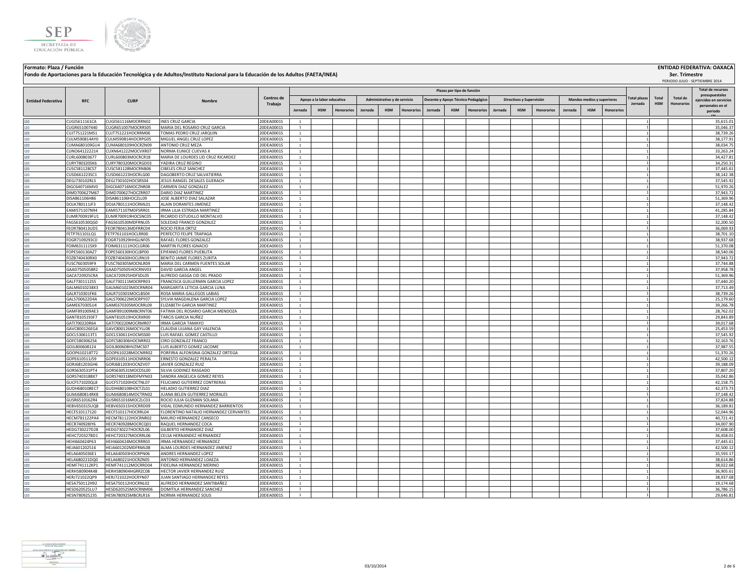**Formato: Plaza / Función**

**Fondo de Aportaciones para la Educación Tecnológica y de Adultos/Instituto Nacional para la Educación de los Adultos (FAETA/INEA)**

**ENTIDAD FEDERATIVA: OAXACA**

**3er. Trimestre**

PERIODO JULIO - SEPTIEMBRE 2014

| Entidad Federativa | RFC | CURP | Nombre | Centros de Trabajo | Plazas por tipo de función | | | | | | | | | | | | | | | Total plazas Jornada | Total HSM | Total de Honorarios | Total de recursos presupuestales ejercidos en servicios personales en el periodo |
|---|---|---|---|---|---|---|---|---|---|---|---|---|---|---|---|---|---|---|---|---|---|---|---|
| | | | | | Apoyo a la labor educativa | | | Administrativo y de servicio | | | Docente y Apoyo Técnico Pedagógico | | | Directivos y Supervisión | | | Mandos medios y superiores | | | | | | |
| | | | | | Jornada | HSM | Honorarios | Jornada | HSM | Honorarios | Jornada | HSM | Honorarios | Jornada | HSM | Honorarios | Jornada | HSM | Honorarios | | | | |
| I20 | CUGI5611161CA | CUGI561116MOCRRN02 | INES CRUZ GARCIA | 20DEA0001S | 1 | | | | | | | | | | | | | | | 1 | | | 35,615.01 |
| I20 | CUGR651007440 | CUGR651007MOCRRS05 | MARIA DEL ROSARIO CRUZ GARCIA | 20DEA0001S | 1 | | | | | | | | | | | | | | | 1 | | | 35,046.37 |
| I20 | CUJT751221MS1 | CUJT751221HOCRRM06 | TOMAS PEDRO CRUZ JARQUIN | 20DEA0001S | 1 | | | | | | | | | | | | | | | 1 | | | 38,739.26 |
| I20 | CULM590814AY0 | CULM590814HOCRPG05 | MIGUEL ANGEL CRUZ LOPEZ | 20DEA0001S | 1 | | | | | | | | | | | | | | | 1 | | | 38,177.91 |
| I20 | CUMA680109GU4 | CUMA680109HOCRZN09 | ANTONIO CRUZ MEZA | 20DEA0001S | 1 | | | | | | | | | | | | | | | 1 | | | 38,034.75 |
| I20 | CUNO641222214 | CUXN641222MOCVXR07 | NORMA EUNICE CUEVAS X | 20DEA0001S | 1 | | | | | | | | | | | | | | | 1 | | | 33,263.24 |
| I20 | CURL600803677 | CURL600803MOCRCR18 | MARIA DE LOURDES LID CRUZ RICARDEZ | 20DEA0001S | 1 | | | | | | | | | | | | | | | 1 | | | 34,427.81 |
| I20 | CURY780320SK6 | CURY780320MOCRGD03 | YADIRA CRUZ REGINO | 20DEA0001S | 1 | | | | | | | | | | | | | | | 1 | | | 34,250.31 |
| I20 | CUSC581128CS7 | CUSC581128MOCRNB06 | CIBELES CRUZ SANCHEZ | 20DEA0001S | 1 | | | | | | | | | | | | | | | 1 | | | 37,445.61 |
| I20 | CUSD661223SC1 | CUSD661223HOCRLG00 | DAGOBERTO CRUZ SALVATIERRA | 20DEA0001S | 1 | | | | | | | | | | | | | | | 1 | | | 38,142.38 |
| I20 | DEGJ730102RL5 | DEGJ730102HOCSRS04 | JESUS RANGEL DESALES GUERACH | 20DEA0001S | 1 | | | | | | | | | | | | | | | 1 | | | 37,545.92 |
| I20 | DIGC640716MV0 | DIGC640716MOCZNR08 | CARMEN DIAZ GONZALEZ | 20DEA0001S | 1 | | | | | | | | | | | | | | | 1 | | | 51,970.26 |
| I20 | DIMD700627M67 | DIMD700627HOCZRR07 | DARIO DIAZ MARTINEZ | 20DEA0001S | 1 | | | | | | | | | | | | | | | 1 | | | 37,943.72 |
| I20 | DISA861106H86 | DISA861106HOCZLL09 | JOSE ALBERTO DIAZ SALAZAR | 20DEA0001S | 1 | | | | | | | | | | | | | | | 1 | | | 51,369.96 |
| I20 | DOJA780111JF3 | DOJA780111HOCRML01 | ALAIN DORANTES JIMENEZ | 20DEA0001S | 1 | | | | | | | | | | | | | | | 1 | | | 37,148.42 |
| I20 | EAMI571107N94 | EAMI571107MDFSRR01 | IRMA LILIA ESTRADA MARTINEZ | 20DEA0001S | 1 | | | | | | | | | | | | | | | 1 | | | 41,285.84 |
| I20 | EUMR700919FU1 | EUMR700919HOCSNC05 | RICARDO ESTUDILLO MONTALVO | 20DEA0001S | 1 | | | | | | | | | | | | | | | 1 | | | 37,148.42 |
| I20 | FAGS610530QG0 | FAGS610530MDFRNL05 | SOLEDAD FRANCO GONZALEZ | 20DEA0001S | 1 | | | | | | | | | | | | | | | 1 | | | 32,200.50 |
| I20 | FEOR780413UD5 | FEOR780413MDFRRC04 | ROCIO FERIA ORTIZ | 20DEA0001S | 1 | | | | | | | | | | | | | | | 1 | | | 36,069.93 |
| I20 | FETP761101LQ1 | FETP761101HOCLRR00 | PERFECTO FELIPE TRAPAGA | 20DEA0001S | 1 | | | | | | | | | | | | | | | 1 | | | 38,701.10 |
| I20 | FOGR7109293C0 | FOGR710929HHGLNF05 | RAFAEL FLORES GONZALEZ | 20DEA0001S | 1 | | | | | | | | | | | | | | | 1 | | | 38,937.68 |
| I20 | FOIM631111SX9 | FOIM631111HOCLGR06 | MARTIN FLORES IGNACIO | 20DEA0001S | 1 | | | | | | | | | | | | | | | 1 | | | 51,370.08 |
| I20 | FOPE560130AZ7 | FOPE560130HOCLBP00 | EPIFANIO FLORES PUEBLITA | 20DEA0001S | 1 | | | | | | | | | | | | | | | 1 | | | 38,540.06 |
| I20 | FOZB740430RX0 | FOZB740430HOCLRN19 | BENITO JAIME FLORES ZURITA | 20DEA0001S | 1 | | | | | | | | | | | | | | | 1 | | | 37,943.72 |
| I20 | FUSC7603059F9 | FUSC760305MOCNLR09 | MARIA DEL CARMEN FUENTES SOLAR | 20DEA0001S | 1 | | | | | | | | | | | | | | | 1 | | | 37,744.88 |
| I20 | GAAD7505058R2 | GAAD750505HOCRNV03 | DAVID GARCIA ANGEL | 20DEA0001S | 1 | | | | | | | | | | | | | | | 1 | | | 37,958.78 |
| I20 | GACA720925CRA | GACA720925HDFSDL05 | ALFREDO GASGA CID DEL PRADO | 20DEA0001S | 1 | | | | | | | | | | | | | | | 1 | | | 51,369.96 |
| I20 | GALF7301112S5 | GALF730111MOCRPR03 | FRANCISCA GUILLERMIN GARCIA LOPEZ | 20DEA0001S | 1 | | | | | | | | | | | | | | | 1 | | | 37,440.20 |
| I20 | GALM6010238X3 | GALM601023MOCRNR04 | MARGARITA LETICIA GARCIA LUNA | 20DEA0001S | 1 | | | | | | | | | | | | | | | 1 | | | 37,713.49 |
| I20 | GALR710301FK6 | GALR710301MOCLBS04 | ROSA MARIA GALLEGOS LABIAS | 20DEA0001S | 1 | | | | | | | | | | | | | | | 1 | | | 38,739.26 |
| I20 | GALS700622D4A | GALS700622MOCRPY07 | SYLVIA MAGDALENA GARCIA LOPEZ | 20DEA0001S | 1 | | | | | | | | | | | | | | | 1 | | | 25,179.60 |
| I20 | GAME670305JJ4 | GAME670305MOCRRL09 | ELIZABETH GARCIA MARTINEZ | 20DEA0001S | 1 | | | | | | | | | | | | | | | 1 | | | 39,266.78 |
| I20 | GAMF891009AE3 | GAMF891009MBCRNT06 | FATIMA DEL ROSARIO GARCIA MENDOZA | 20DEA0001S | 1 | | | | | | | | | | | | | | | 1 | | | 28,762.02 |
| I20 | GANT8105193F7 | GANT810519HOCRXR00 | TARCIS GARCIA NUÑEZ | 20DEA0001S | 1 | | | | | | | | | | | | | | | 1 | | | 29,843.89 |
| I20 | GATI700220R64 | GATI700220MOCRMR07 | IRMA GARCIA TAMAYO | 20DEA0001S | 1 | | | | | | | | | | | | | | | 1 | | | 39,017.68 |
| I20 | GAVC800126EG4 | GAVC800126MOCYLL08 | CLAUDIA LILIANA GAY VALENCIA | 20DEA0001S | 1 | | | | | | | | | | | | | | | 1 | | | 25,453.59 |
| I20 | GOCL5306113T1 | GOCL530611HOCMSS00 | LUIS RAFAEL GOMEZ CASTILLO | 20DEA0001S | 1 | | | | | | | | | | | | | | | 1 | | | 37,545.92 |
| I20 | GOFC5803062S4 | GOFC580306HOCNRR02 | CIRO GONZALEZ FRANCO | 20DEA0001S | 1 | | | | | | | | | | | | | | | 1 | | | 32,163.76 |
| I20 | GOJL800608124 | GOJL800608HVZMCS07 | LUIS ALBERTO GOMEZ JACOME | 20DEA0001S | 1 | | | | | | | | | | | | | | | 1 | | | 37,987.55 |
| I20 | GOOP610218T72 | GOOP610228MOCNRR02 | PORFIRIA ALFONSINA GONZALEZ ORTEGA | 20DEA0001S | 1 | | | | | | | | | | | | | | | 1 | | | 51,370.26 |
| I20 | GOPE610511JS9 | GOPE610511HOCNRR06 | ERNESTO GONZALEZ PERALTA | 20DEA0001S | 1 | | | | | | | | | | | | | | | 1 | | | 42,500.12 |
| I20 | GORJ681203GH6 | GORJ681203HOCNZV07 | JAVIER GONZALEZ RUIZ | 20DEA0001S | 1 | | | | | | | | | | | | | | | 1 | | | 39,188.09 |
| I20 | GORS630531PT4 | GORS630531MOCDSL00 | SILVIA GODINEZ RASGADO | 20DEA0001S | 1 | | | | | | | | | | | | | | | 1 | | | 37,807.20 |
| I20 | GORS740318BX7 | GORS740318MDFMYN03 | SANDRA ANGELICA GOMEZ REYES | 20DEA0001S | 1 | | | | | | | | | | | | | | | 1 | | | 35,042.86 |
| I20 | GUCF571020QL8 | GUCF571020HOCTNL07 | FELICIANO GUTIERREZ CONTRERAS | 20DEA0001S | 1 | | | | | | | | | | | | | | | 1 | | | 42,158.75 |
| I20 | GUDH680108EC7 | GUDH680108HOCTZL01 | HELADIO GUTIERREZ DIAZ | 20DEA0001S | 1 | | | | | | | | | | | | | | | 1 | | | 42,373.73 |
| I20 | GUMJ680814RK8 | GUMJ680814MOCTRN02 | JUANA BELEN GUTIERREZ MORALES | 20DEA0001S | 1 | | | | | | | | | | | | | | | 1 | | | 37,148.42 |
| I20 | GUSR6510162R4 | GUSR651016MOCZLC03 | ROCIO JULIA GUZMAN SOLANA | 20DEA0001S | 1 | | | | | | | | | | | | | | | 1 | | | 37,824.88 |
| I20 | HEBV650315UQ8 | HEBV650315HOCRRD09 | VIDAL EDMUNDO HERNANDEZ BARRIENTOS | 20DEA0001S | 1 | | | | | | | | | | | | | | | 1 | | | 36,189.81 |
| I20 | HECF510117120 | HECF510117HOCRRL04 | FLORENTINO NATALIO HERNANDEZ CERVANTES | 20DEA0001S | 1 | | | | | | | | | | | | | | | 1 | | | 52,044.96 |
| I20 | HECM781122PA4 | HECM781122HOCRNR02 | MAURO HERNANDEZ CANSECO | 20DEA0001S | 1 | | | | | | | | | | | | | | | 1 | | | 40,721.41 |
| I20 | HECR740928IY6 | HECR740928MOCRCQ01 | RAQUEL HERNANDEZ COCA | 20DEA0001S | 1 | | | | | | | | | | | | | | | 1 | | | 34,007.90 |
| I20 | HEDG730227D28 | HEDG730227HOCRZL06 | GILBERTO HERNANDEZ DIAZ | 20DEA0001S | 1 | | | | | | | | | | | | | | | 1 | | | 37,608.00 |
| I20 | HEHC720327BD1 | HEHC720327MOCRRL06 | CELSA HERNANDEZ HERNANDEZ | 20DEA0001S | 1 | | | | | | | | | | | | | | | 1 | | | 36,458.01 |
| I20 | HEHI660424P63 | HEHI660424MOCRRR03 | IRMA HERNANDEZ HERNANDEZ | 20DEA0001S | 1 | | | | | | | | | | | | | | | 1 | | | 37,445.61 |
| I20 | HEJA601202516 | HEJA601202MDFRML08 | ALMA LOURDES HERNANDEZ JIMENEZ | 20DEA0001S | 1 | | | | | | | | | | | | | | | 1 | | | 42,500.12 |
| I20 | HELA6405036E1 | HELA640503HOCRPN06 | ANDRES HERNANDEZ LOPEZ | 20DEA0001S | 1 | | | | | | | | | | | | | | | 1 | | | 35,593.17 |
| I20 | HELA680221DQ0 | HELA680221HOCRZN05 | ANTONIO HERNANDEZ LOAEZA | 20DEA0001S | 1 | | | | | | | | | | | | | | | 1 | | | 38,614.86 |
| I20 | HEMF741112KP1 | HEMF741112MOCRRD04 | FIDELINA HERNANDEZ MERINO | 20DEA0001S | 1 | | | | | | | | | | | | | | | 1 | | | 38,022.68 |
| I20 | HERH580904K48 | HERH580904HGRRZC08 | HECTOR JAVIER HERNANDEZ RUIZ | 20DEA0001S | 1 | | | | | | | | | | | | | | | 1 | | | 36,905.61 |
| I20 | HERJ721022QP9 | HERJ721022HOCRYN07 | JUAN SANTIAGO HERNANDEZ REYES | 20DEA0001S | 1 | | | | | | | | | | | | | | | 1 | | | 38,937.68 |
| I20 | HESA750112H92 | HESA750112HOCRNL02 | ALFREDO HERNANDEZ SANTIBAÑEZ | 20DEA0001S | 1 | | | | | | | | | | | | | | | 1 | | | 19,174.68 |
| I20 | HESD620525LU7 | HESD620525MOCRNM06 | DOMITILA HERNANDEZ SANCHEZ | 20DEA0001S | 1 | | | | | | | | | | | | | | | 1 | | | 36,786.15 |
| I20 | HESN780925235 | HESN780925MBCRLR16 | NORMA HERNANDEZ SOLIS | 20DEA0001S | 1 | | | | | | | | | | | | | | | 1 | | | 29,646.81 |

03/10/2014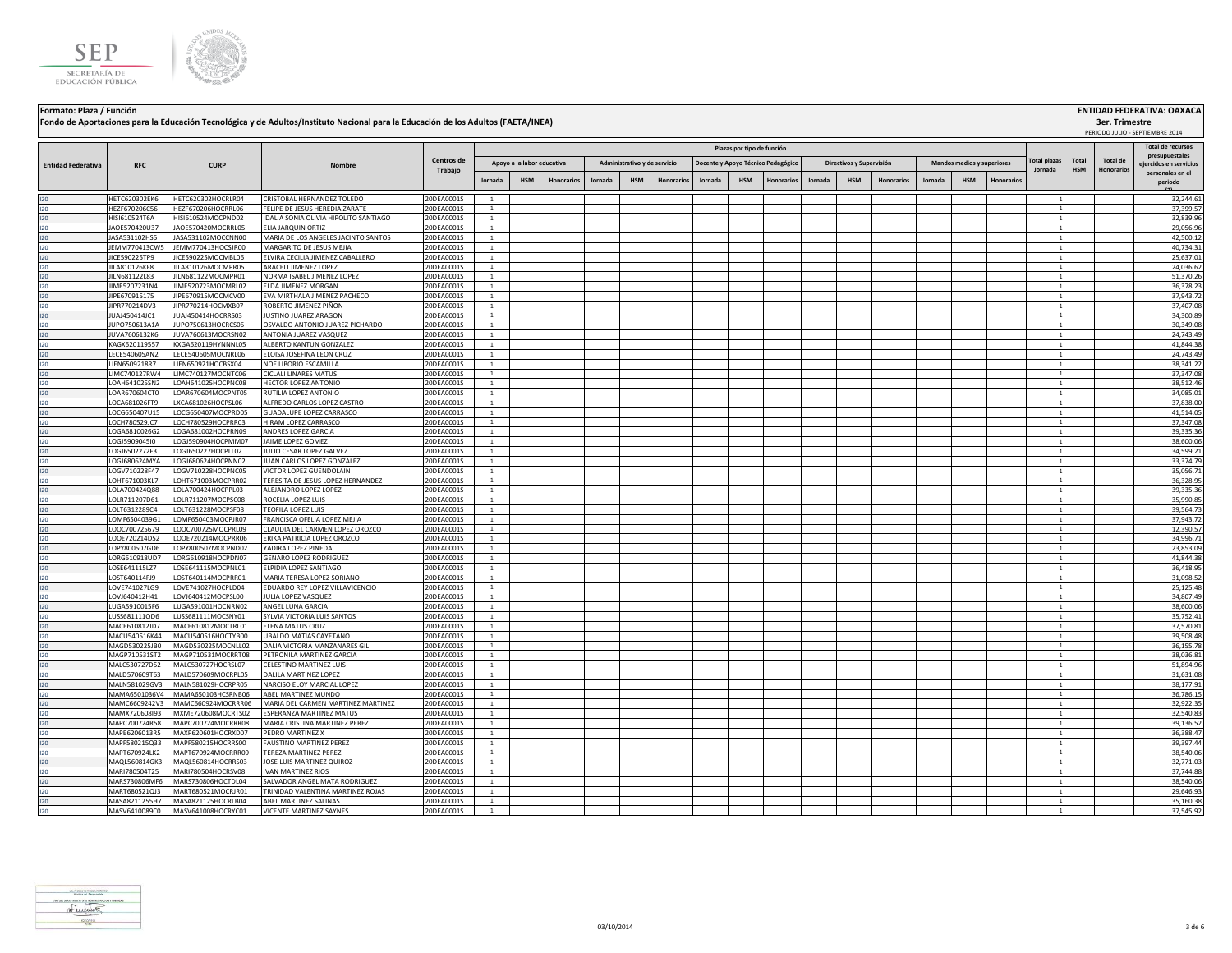**Formato: Plaza / Función**

**Fondo de Aportaciones para la Educación Tecnológica y de Adultos/Instituto Nacional para la Educación de los Adultos (FAETA/INEA)**

**ENTIDAD FEDERATIVA: OAXACA**

**3er. Trimestre**

PERIODO JULIO - SEPTIEMBRE 2014

| Entidad Federativa | RFC | CURP | Nombre | Centros de Trabajo | Plazas por tipo de función | | | | | | | | | | | | | | | Total plazas Jornada | Total HSM | Total de Honorarios | Total de recursos presupuestales ejercidos en servicios personales en el periodo |
|---|---|---|---|---|---|---|---|---|---|---|---|---|---|---|---|---|---|---|---|---|---|---|---|
| | | | | | Apoyo a la labor educativa | | | Administrativo y de servicio | | | Docente y Apoyo Técnico Pedagógico | | | Directivos y Supervisión | | | Mandos medios y superiores | | | | | | |
| | | | | | Jornada | HSM | Honorarios | Jornada | HSM | Honorarios | Jornada | HSM | Honorarios | Jornada | HSM | Honorarios | Jornada | HSM | Honorarios | | | | |
| I20 | HETC620302EK6 | HETC620302HOCRLR04 | CRISTOBAL HERNANDEZ TOLEDO | 20DEA0001S | 1 | | | | | | | | | | | | | | | 1 | | | 32,244.61 |
| I20 | HEZF670206CS6 | HEZF670206HOCRRL06 | FELIPE DE JESUS HEREDIA ZARATE | 20DEA0001S | 1 | | | | | | | | | | | | | | | 1 | | | 37,399.57 |
| I20 | HISI610524T6A | HISI610524MOCPND02 | IDALIA SONIA OLIVIA HIPOLITO SANTIAGO | 20DEA0001S | 1 | | | | | | | | | | | | | | | 1 | | | 32,839.96 |
| I20 | JAOE570420U37 | JAOE570420MOCRRL05 | ELIA JARQUIN ORTIZ | 20DEA0001S | 1 | | | | | | | | | | | | | | | 1 | | | 29,056.96 |
| I20 | JASA531102HS5 | JASA531102MOCCNN00 | MARIA DE LOS ANGELES JACINTO SANTOS | 20DEA0001S | 1 | | | | | | | | | | | | | | | 1 | | | 42,500.12 |
| I20 | JEMM770413CW5 | JEMM770413HOCSJR00 | MARGARITO DE JESUS MEJIA | 20DEA0001S | 1 | | | | | | | | | | | | | | | 1 | | | 40,734.31 |
| I20 | JICE590225TP9 | JICE590225MOCMBL06 | ELVIRA CECILIA JIMENEZ CABALLERO | 20DEA0001S | 1 | | | | | | | | | | | | | | | 1 | | | 25,637.01 |
| I20 | JILA810126KF8 | JILA810126MOCMPR05 | ARACELI JIMENEZ LOPEZ | 20DEA0001S | 1 | | | | | | | | | | | | | | | 1 | | | 24,036.62 |
| I20 | JILN681122L83 | JILN681122MOCMPR01 | NORMA ISABEL JIMENEZ LOPEZ | 20DEA0001S | 1 | | | | | | | | | | | | | | | 1 | | | 51,370.26 |
| I20 | JIME520723MN4 | JIME520723MOCMRL02 | ELDA JIMENEZ MORGAN | 20DEA0001S | 1 | | | | | | | | | | | | | | | 1 | | | 36,378.23 |
| I20 | JIPE670915175 | JIPE670915MOCMCV00 | EVA MIRTHALA JIMENEZ PACHECO | 20DEA0001S | 1 | | | | | | | | | | | | | | | 1 | | | 37,943.72 |
| I20 | JIPR770214DV3 | JIPR770214HOCMXB07 | ROBERTO JIMENEZ PIÑON | 20DEA0001S | 1 | | | | | | | | | | | | | | | 1 | | | 37,407.08 |
| I20 | JUAJ450414JC1 | JUAJ450414HOCRRS03 | JUSTINO JUAREZ ARAGON | 20DEA0001S | 1 | | | | | | | | | | | | | | | 1 | | | 34,300.89 |
| I20 | JUPO750613A1A | JUPO750613HOCRCS06 | OSVALDO ANTONIO JUAREZ PICHARDO | 20DEA0001S | 1 | | | | | | | | | | | | | | | 1 | | | 30,349.08 |
| I20 | JUVA7606132K6 | JUVA760613MOCRSN02 | ANTONIA JUAREZ VASQUEZ | 20DEA0001S | 1 | | | | | | | | | | | | | | | 1 | | | 24,743.49 |
| I20 | KAGX620119557 | KXGA620119HYNNNL05 | ALBERTO KANTUN GONZALEZ | 20DEA0001S | 1 | | | | | | | | | | | | | | | 1 | | | 41,844.38 |
| I20 | LECE540605AN2 | LECE540605MOCNRL06 | ELOISA JOSEFINA LEON CRUZ | 20DEA0001S | 1 | | | | | | | | | | | | | | | 1 | | | 24,743.49 |
| I20 | LIEN6509218R7 | LIEN650921HOCBSX04 | NOE LIBORIO ESCAMILLA | 20DEA0001S | 1 | | | | | | | | | | | | | | | 1 | | | 38,341.22 |
| I20 | LIMC740127RW4 | LIMC740127MOCNTC06 | CICLALI LINARES MATUS | 20DEA0001S | 1 | | | | | | | | | | | | | | | 1 | | | 37,347.08 |
| I20 | LOAH641025SN2 | LOAH641025HOCPNC08 | HECTOR LOPEZ ANTONIO | 20DEA0001S | 1 | | | | | | | | | | | | | | | 1 | | | 38,512.46 |
| I20 | LOAR670604CT0 | LOAR670604MOCPNT05 | RUTILIA LOPEZ ANTONIO | 20DEA0001S | 1 | | | | | | | | | | | | | | | 1 | | | 34,085.01 |
| I20 | LOCA681026FT9 | LXCA681026HOCPSL06 | ALFREDO CARLOS LOPEZ CASTRO | 20DEA0001S | 1 | | | | | | | | | | | | | | | 1 | | | 37,838.00 |
| I20 | LOCG650407U15 | LOCG650407MOCPRD05 | GUADALUPE LOPEZ CARRASCO | 20DEA0001S | 1 | | | | | | | | | | | | | | | 1 | | | 41,514.05 |
| I20 | LOCH780529JC7 | LOCH780529HOCPRR03 | HIRAM LOPEZ CARRASCO | 20DEA0001S | 1 | | | | | | | | | | | | | | | 1 | | | 37,347.08 |
| I20 | LOGA6810026G2 | LOGA681002HOCPRN09 | ANDRES LOPEZ GARCIA | 20DEA0001S | 1 | | | | | | | | | | | | | | | 1 | | | 39,335.36 |
| I20 | LOGJ5909045I0 | LOGJ590904HOCPMM07 | JAIME LOPEZ GOMEZ | 20DEA0001S | 1 | | | | | | | | | | | | | | | 1 | | | 38,600.06 |
| I20 | LOGJ6502272F3 | LOGJ650227HOCPLL02 | JULIO CESAR LOPEZ GALVEZ | 20DEA0001S | 1 | | | | | | | | | | | | | | | 1 | | | 34,599.21 |
| I20 | LOGJ680624MYA | LOGJ680624HOCPNN02 | JUAN CARLOS LOPEZ GONZALEZ | 20DEA0001S | 1 | | | | | | | | | | | | | | | 1 | | | 33,374.79 |
| I20 | LOGV710228F47 | LOGV710228HOCPNC05 | VICTOR LOPEZ GUENDOLAIN | 20DEA0001S | 1 | | | | | | | | | | | | | | | 1 | | | 35,056.71 |
| I20 | LOHT671003KL7 | LOHT671003MOCPRR02 | TERESITA DE JESUS LOPEZ HERNANDEZ | 20DEA0001S | 1 | | | | | | | | | | | | | | | 1 | | | 36,328.95 |
| I20 | LOLA700424Q88 | LOLA700424HOCPPL03 | ALEJANDRO LOPEZ LOPEZ | 20DEA0001S | 1 | | | | | | | | | | | | | | | 1 | | | 39,335.36 |
| I20 | LOLR711207D61 | LOLR711207MOCPSC08 | ROCELIA LOPEZ LUIS | 20DEA0001S | 1 | | | | | | | | | | | | | | | 1 | | | 35,990.85 |
| I20 | LOLT6312289C4 | LOLT631228MOCPSF08 | TEOFILA LOPEZ LUIS | 20DEA0001S | 1 | | | | | | | | | | | | | | | 1 | | | 39,564.73 |
| I20 | LOMF6504039G1 | LOMF650403MOCPJR07 | FRANCISCA OFELIA LOPEZ MEJIA | 20DEA0001S | 1 | | | | | | | | | | | | | | | 1 | | | 37,943.72 |
| I20 | LOOC700725679 | LOOC700725MOCPRL09 | CLAUDIA DEL CARMEN LOPEZ OROZCO | 20DEA0001S | 1 | | | | | | | | | | | | | | | 1 | | | 12,390.57 |
| I20 | LOOE720214D52 | LOOE720214MOCPRR06 | ERIKA PATRICIA LOPEZ OROZCO | 20DEA0001S | 1 | | | | | | | | | | | | | | | 1 | | | 34,996.71 |
| I20 | LOPY800507GD6 | LOPY800507MOCPND02 | YADIRA LOPEZ PINEDA | 20DEA0001S | 1 | | | | | | | | | | | | | | | 1 | | | 23,853.09 |
| I20 | LORG610918UD7 | LORG610918HOCPDN07 | GENARO LOPEZ RODRIGUEZ | 20DEA0001S | 1 | | | | | | | | | | | | | | | 1 | | | 41,844.38 |
| I20 | LOSE641115LZ7 | LOSE641115MOCPNL01 | ELPIDIA LOPEZ SANTIAGO | 20DEA0001S | 1 | | | | | | | | | | | | | | | 1 | | | 36,418.95 |
| I20 | LOST640114FJ9 | LOST640114MOCPRR01 | MARIA TERESA LOPEZ SORIANO | 20DEA0001S | 1 | | | | | | | | | | | | | | | 1 | | | 31,098.52 |
| I20 | LOVE741027LG9 | LOVE741027HOCPLD04 | EDUARDO REY LOPEZ VILLAVICENCIO | 20DEA0001S | 1 | | | | | | | | | | | | | | | 1 | | | 25,125.48 |
| I20 | LOVJ640412H41 | LOVJ640412MOCPSL00 | JULIA LOPEZ VASQUEZ | 20DEA0001S | 1 | | | | | | | | | | | | | | | 1 | | | 34,807.49 |
| I20 | LUGA5910015F6 | LUGA591001HOCNRN02 | ANGEL LUNA GARCIA | 20DEA0001S | 1 | | | | | | | | | | | | | | | 1 | | | 38,600.06 |
| I20 | LUSS681111QD6 | LUSS681111MOCSNY01 | SYLVIA VICTORIA LUIS SANTOS | 20DEA0001S | 1 | | | | | | | | | | | | | | | 1 | | | 35,752.41 |
| I20 | MACE610812JD7 | MACE610812MOCTRL01 | ELENA MATUS CRUZ | 20DEA0001S | 1 | | | | | | | | | | | | | | | 1 | | | 37,570.81 |
| I20 | MACU540516K44 | MACU540516HOCTYB00 | UBALDO MATIAS CAYETANO | 20DEA0001S | 1 | | | | | | | | | | | | | | | 1 | | | 39,508.48 |
| I20 | MAGD530225JB0 | MAGD530225MOCNLL02 | DALIA VICTORIA MANZANARES GIL | 20DEA0001S | 1 | | | | | | | | | | | | | | | 1 | | | 36,155.78 |
| I20 | MAGP710531ST2 | MAGP710531MOCRRT08 | PETRONILA MARTINEZ GARCIA | 20DEA0001S | 1 | | | | | | | | | | | | | | | 1 | | | 38,036.81 |
| I20 | MALC530727D52 | MALC530727HOCRSL07 | CELESTINO MARTINEZ LUIS | 20DEA0001S | 1 | | | | | | | | | | | | | | | 1 | | | 51,894.96 |
| I20 | MALD570609T63 | MALD570609MOCRPL05 | DALILA MARTINEZ LOPEZ | 20DEA0001S | 1 | | | | | | | | | | | | | | | 1 | | | 31,631.08 |
| I20 | MALN581029GV3 | MALN581029HOCRPR05 | NARCISO ELOY MARCIAL LOPEZ | 20DEA0001S | 1 | | | | | | | | | | | | | | | 1 | | | 38,177.91 |
| I20 | MAMA6501036V4 | MAMA650103HCSRNB06 | ABEL MARTINEZ MUNDO | 20DEA0001S | 1 | | | | | | | | | | | | | | | 1 | | | 36,786.15 |
| I20 | MAMC6609242V3 | MAMC660924MOCRRR06 | MARIA DEL CARMEN MARTINEZ MARTINEZ | 20DEA0001S | 1 | | | | | | | | | | | | | | | 1 | | | 32,922.35 |
| I20 | MAMX720608I93 | MXME720608MOCRTS02 | ESPERANZA MARTINEZ MATUS | 20DEA0001S | 1 | | | | | | | | | | | | | | | 1 | | | 32,540.83 |
| I20 | MAPC700724R58 | MAPC700724MOCRRR08 | MARIA CRISTINA MARTINEZ PEREZ | 20DEA0001S | 1 | | | | | | | | | | | | | | | 1 | | | 39,136.52 |
| I20 | MAPE6206013R5 | MAXP620601HOCRXD07 | PEDRO MARTINEZ X | 20DEA0001S | 1 | | | | | | | | | | | | | | | 1 | | | 36,388.47 |
| I20 | MAPF580215Q33 | MAPF580215HOCRRS00 | FAUSTINO MARTINEZ PEREZ | 20DEA0001S | 1 | | | | | | | | | | | | | | | 1 | | | 39,397.44 |
| I20 | MAPT670924LK2 | MAPT670924MOCRRR09 | TEREZA MARTINEZ PEREZ | 20DEA0001S | 1 | | | | | | | | | | | | | | | 1 | | | 38,540.06 |
| I20 | MAQL560814GK3 | MAQL560814HOCRRS03 | JOSE LUIS MARTINEZ QUIROZ | 20DEA0001S | 1 | | | | | | | | | | | | | | | 1 | | | 32,771.03 |
| I20 | MARI780504T25 | MARI780504HOCRSV08 | IVAN MARTINEZ RIOS | 20DEA0001S | 1 | | | | | | | | | | | | | | | 1 | | | 37,744.88 |
| I20 | MARS730806MF6 | MARS730806HOCTDL04 | SALVADOR ANGEL MATA RODRIGUEZ | 20DEA0001S | 1 | | | | | | | | | | | | | | | 1 | | | 38,540.06 |
| I20 | MART680521QJ3 | MART680521MOCRJR01 | TRINIDAD VALENTINA MARTINEZ ROJAS | 20DEA0001S | 1 | | | | | | | | | | | | | | | 1 | | | 29,646.93 |
| I20 | MASA8211255H7 | MASA821125HOCRLB04 | ABEL MARTINEZ SALINAS | 20DEA0001S | 1 | | | | | | | | | | | | | | | 1 | | | 35,160.38 |
| I20 | MASV6410089C0 | MASV641008HOCRYC01 | VICENTE MARTINEZ SAYNES | 20DEA0001S | 1 | | | | | | | | | | | | | | | 1 | | | 37,545.92 |

03/10/2014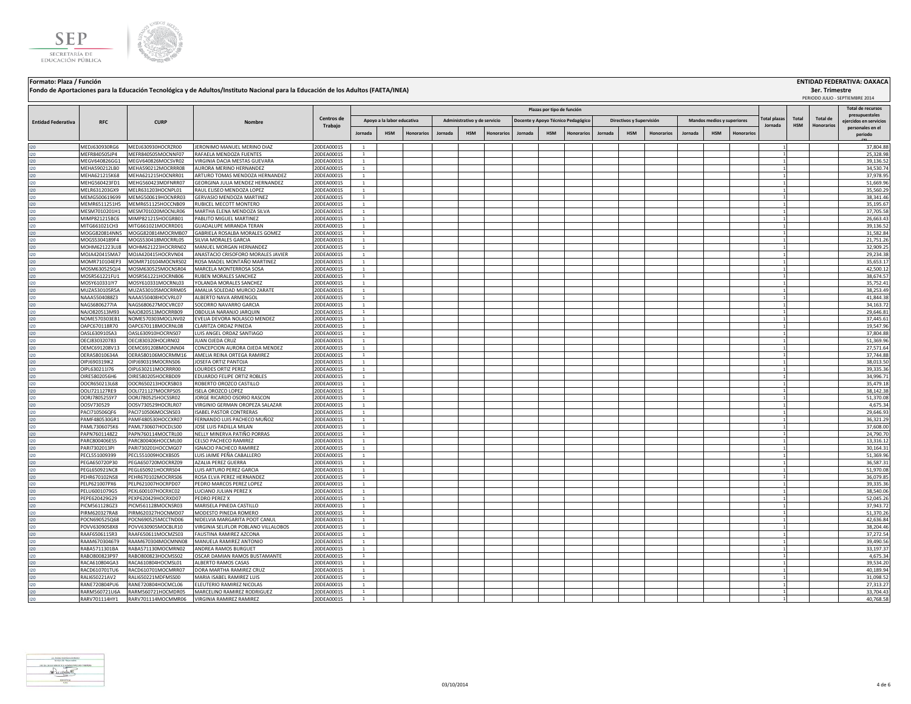**Formato: Plaza / Función**

**Fondo de Aportaciones para la Educación Tecnológica y de Adultos/Instituto Nacional para la Educación de los Adultos (FAETA/INEA)**

**ENTIDAD FEDERATIVA: OAXACA**

**3er. Trimestre**

PERIODO JULIO - SEPTIEMBRE 2014

| Entidad Federativa | RFC | CURP | Nombre | Centros de Trabajo | Plazas por tipo de función | | | | | | | | | | | | | | | Total plazas Jornada | Total HSM | Total de Honorarios | Total de recursos presupuestales ejercidos en servicios personales en el periodo |
|---|---|---|---|---|---|---|---|---|---|---|---|---|---|---|---|---|---|---|---|---|---|---|---|
| | | | | | Apoyo a la labor educativa | | | Administrativo y de servicio | | | Docente y Apoyo Técnico Pedagógico | | | Directivos y Supervisión | | | Mandos medios y superiores | | | | | | |
| | | | | | Jornada | HSM | Honorarios | Jornada | HSM | Honorarios | Jornada | HSM | Honorarios | Jornada | HSM | Honorarios | Jornada | HSM | Honorarios | | | | |
| I20 | MEDJ630930RG6 | MEDJ630930HOCRZR00 | JERONIMO MANUEL MERINO DIAZ | 20DEA0001S | 1 | | | | | | | | | | | | | | | 1 | | | 37,804.88 |
| I20 | MEFR840505JP4 | MEFR840505MOCNNF07 | RAFAELA MENDOZA FUENTES | 20DEA0001S | 1 | | | | | | | | | | | | | | | 1 | | | 25,328.98 |
| I20 | MEGV640826GG1 | MEGV640826MOCSVR02 | VIRGINIA DACIA MESTAS GUEVARA | 20DEA0001S | 1 | | | | | | | | | | | | | | | 1 | | | 39,136.52 |
| I20 | MEHA590212LB0 | MEHA590212MOCRRR08 | AURORA MERINO HERNANDEZ | 20DEA0001S | 1 | | | | | | | | | | | | | | | 1 | | | 34,530.74 |
| I20 | MEHA621215K68 | MEHA621215HOCNRR01 | ARTURO TOMAS MENDOZA HERNANDEZ | 20DEA0001S | 1 | | | | | | | | | | | | | | | 1 | | | 37,978.95 |
| I20 | MEHG560423FD1 | MEHG560423MDFNRR07 | GEORGINA JULIA MENDEZ HERNANDEZ | 20DEA0001S | 1 | | | | | | | | | | | | | | | 1 | | | 51,669.96 |
| I20 | MELR631203GX9 | MELR631203HOCNPL01 | RAUL ELISEO MENDOZA LOPEZ | 20DEA0001S | 1 | | | | | | | | | | | | | | | 1 | | | 35,560.29 |
| I20 | MEMG500619699 | MEMG500619HOCNRR03 | GERVASIO MENDOZA MARTINEZ | 20DEA0001S | 1 | | | | | | | | | | | | | | | 1 | | | 38,341.46 |
| I20 | MEMR6511251H5 | MEMR651125HOCCNB09 | RUBICEL MECOTT MONTERO | 20DEA0001S | 1 | | | | | | | | | | | | | | | 1 | | | 35,195.67 |
| I20 | MESM7010201H1 | MESM701020MOCNLR06 | MARTHA ELENA MENDOZA SILVA | 20DEA0001S | 1 | | | | | | | | | | | | | | | 1 | | | 37,705.58 |
| I20 | MIMP821215BC6 | MIMP821215HOCGRB01 | PABLITO MIGUEL MARTINEZ | 20DEA0001S | 1 | | | | | | | | | | | | | | | 1 | | | 26,663.43 |
| I20 | MITG661021CH3 | MITG661021MOCRRD01 | GUADALUPE MIRANDA TERAN | 20DEA0001S | 1 | | | | | | | | | | | | | | | 1 | | | 39,136.52 |
| I20 | MOGG820814NN5 | MOGG820814MOCRMB07 | GABRIELA ROSALBA MORALES GOMEZ | 20DEA0001S | 1 | | | | | | | | | | | | | | | 1 | | | 31,582.84 |
| I20 | MOGS530418PF4 | MOGS530418MOCRRL05 | SILVIA MORALES GARCIA | 20DEA0001S | 1 | | | | | | | | | | | | | | | 1 | | | 21,751.26 |
| I20 | MOHM621223UJ8 | MOHM621223HOCRRN02 | MANUEL MORGAN HERNANDEZ | 20DEA0001S | 1 | | | | | | | | | | | | | | | 1 | | | 32,909.25 |
| I20 | MOJA420415MA7 | MOJA420415HOCRVN04 | ANASTACIO CRISOFORO MORALES JAVIER | 20DEA0001S | 1 | | | | | | | | | | | | | | | 1 | | | 29,234.38 |
| I20 | MOMR710104EP3 | MOMR710104MOCNRS02 | ROSA MADEL MONTAÑO MARTINEZ | 20DEA0001S | 1 | | | | | | | | | | | | | | | 1 | | | 35,653.17 |
| I20 | MOSM630525QJ4 | MOSM630525MOCNSR04 | MARCELA MONTERROSA SOSA | 20DEA0001S | 1 | | | | | | | | | | | | | | | 1 | | | 42,500.12 |
| I20 | MOSR561221FU1 | MOSR561221HOCRNB06 | RUBEN MORALES SANCHEZ | 20DEA0001S | 1 | | | | | | | | | | | | | | | 1 | | | 38,674.57 |
| I20 | MOSY610331IY7 | MOSY610331MOCRNL03 | YOLANDA MORALES SANCHEZ | 20DEA0001S | 1 | | | | | | | | | | | | | | | 1 | | | 35,752.41 |
| I20 | MUZA530105R5A | MUZA530105MOCRRM05 | AMALIA SOLEDAD MURCIO ZARATE | 20DEA0001S | 1 | | | | | | | | | | | | | | | 1 | | | 38,253.49 |
| I20 | NAAA5504088Z3 | NAAA550408HOCVRL07 | ALBERTO NAVA ARMENGOL | 20DEA0001S | 1 | | | | | | | | | | | | | | | 1 | | | 41,844.38 |
| I20 | NAGS6806277IA | NAGS680627MOCVRC07 | SOCORRO NAVARRO GARCIA | 20DEA0001S | 1 | | | | | | | | | | | | | | | 1 | | | 34,163.72 |
| I20 | NAJO820513M93 | NAJO820513MOCRRB09 | OBDULIA NARANJO JARQUIN | 20DEA0001S | 1 | | | | | | | | | | | | | | | 1 | | | 29,646.93 |
| I20 | NOME570303EB1 | NOME570303MOCLNV02 | EVELIA DEVORA NOLASCO MENDEZ | 20DEA0001S | 1 | | | | | | | | | | | | | | | 1 | | | 37,445.61 |
| I20 | OAPC670118R70 | OAPC670118MOCRNL08 | CLARITZA ORDAZ PINEDA | 20DEA0001S | 1 | | | | | | | | | | | | | | | 1 | | | 19,547.96 |
| I20 | OASL630910SA3 | OASL630910HOCRNS07 | LUIS ANGEL ORDAZ SANTIAGO | 20DEA0001S | 1 | | | | | | | | | | | | | | | 1 | | | 37,804.88 |
| I20 | OECJ830320783 | OECJ830320HOCJRN02 | JUAN OJEDA CRUZ | 20DEA0001S | 1 | | | | | | | | | | | | | | | 1 | | | 51,369.96 |
| I20 | OEMC691208V13 | OEMC691208MOCJNN04 | CONCEPCION AURORA OJEDA MENDEZ | 20DEA0001S | 1 | | | | | | | | | | | | | | | 1 | | | 27,571.64 |
| I20 | OERA58010634A | OERA580106MOCRMM16 | AMELIA REINA ORTEGA RAMIREZ | 20DEA0001S | 1 | | | | | | | | | | | | | | | 1 | | | 37,744.88 |
| I20 | OIPJ690319IK2 | OIPJ690319MOCRNS06 | JOSEFA ORTIZ PANTOJA | 20DEA0001S | 1 | | | | | | | | | | | | | | | 1 | | | 38,013.50 |
| I20 | OIPL630211I76 | OIPL630211MOCRRR00 | LOURDES ORTIZ PEREZ | 20DEA0001S | 1 | | | | | | | | | | | | | | | 1 | | | 39,335.36 |
| I20 | OIRE5802056H6 | OIRE580205HOCRBD09 | EDUARDO FELIPE ORTIZ ROBLES | 20DEA0001S | 1 | | | | | | | | | | | | | | | 1 | | | 34,996.71 |
| I20 | OOCR650213L68 | OOCR650213HOCRSB03 | ROBERTO OROZCO CASTILLO | 20DEA0001S | 1 | | | | | | | | | | | | | | | 1 | | | 35,479.18 |
| I20 | OOLI721127RE9 | OOLI721127MOCRPS05 | ISELA OROZCO LOPEZ | 20DEA0001S | 1 | | | | | | | | | | | | | | | 1 | | | 38,142.38 |
| I20 | OORJ780525SY7 | OORJ780525HOCSSR02 | JORGE RICARDO OSORIO RASCON | 20DEA0001S | 1 | | | | | | | | | | | | | | | 1 | | | 51,370.08 |
| I20 | OOSV730529 | OOSV730529HOCRLR07 | VIRGINIO GERMAN OROPEZA SALAZAR | 20DEA0001S | 1 | | | | | | | | | | | | | | | 1 | | | 4,675.34 |
| I20 | PACI710506QF6 | PACI710506MOCSNS03 | ISABEL PASTOR CONTRERAS | 20DEA0001S | 1 | | | | | | | | | | | | | | | 1 | | | 29,646.93 |
| I20 | PAMF480530GR1 | PAMF480530HOCCXR07 | FERNANDO LUIS PACHECO MUÑOZ | 20DEA0001S | 1 | | | | | | | | | | | | | | | 1 | | | 36,321.29 |
| I20 | PAML7306075K6 | PAML730607HOCDLS00 | JOSE LUIS PADILLA MILAN | 20DEA0001S | 1 | | | | | | | | | | | | | | | 1 | | | 37,608.00 |
| I20 | PAPN7601148Z2 | PAPN760114MOCTRL00 | NELLY MINERVA PATIÑO PORRAS | 20DEA0001S | 1 | | | | | | | | | | | | | | | 1 | | | 24,790.70 |
| I20 | PARC800406ES5 | PARC800406HOCCML00 | CELSO PACHECO RAMIREZ | 20DEA0001S | 1 | | | | | | | | | | | | | | | 1 | | | 13,316.12 |
| I20 | PARI7302013PI | PARI730201HOCCMG07 | IGNACIO PACHECO RAMIREZ | 20DEA0001S | 1 | | | | | | | | | | | | | | | 1 | | | 30,164.31 |
| I20 | PECL551009399 | PECL551009HOCXBS05 | LUIS JAIME PEÑA CABALLERO | 20DEA0001S | 1 | | | | | | | | | | | | | | | 1 | | | 51,369.96 |
| I20 | PEGA650720P30 | PEGA650720MOCRRZ09 | AZALIA PEREZ GUERRA | 20DEA0001S | 1 | | | | | | | | | | | | | | | 1 | | | 36,587.31 |
| I20 | PEGL650921NC8 | PEGL650921HOCRRS04 | LUIS ARTURO PEREZ GARCIA | 20DEA0001S | 1 | | | | | | | | | | | | | | | 1 | | | 51,970.08 |
| I20 | PEHR670102NS8 | PEHR670102MOCRRS06 | ROSA ELVA PEREZ HERNANDEZ | 20DEA0001S | 1 | | | | | | | | | | | | | | | 1 | | | 36,079.85 |
| I20 | PELP621007PX6 | PELP621007HOCRPD07 | PEDRO MARCOS PEREZ LOPEZ | 20DEA0001S | 1 | | | | | | | | | | | | | | | 1 | | | 39,335.36 |
| I20 | PELU6001079G5 | PEXL600107HOCRXC02 | LUCIANO JULIAN PEREZ X | 20DEA0001S | 1 | | | | | | | | | | | | | | | 1 | | | 38,540.06 |
| I20 | PEPE620429G29 | PEXP620429HOCRXD07 | PEDRO PEREZ X | 20DEA0001S | 1 | | | | | | | | | | | | | | | 1 | | | 52,045.26 |
| I20 | PICM561128GZ3 | PICM561128MOCNSR03 | MARISELA PINEDA CASTILLO | 20DEA0001S | 1 | | | | | | | | | | | | | | | 1 | | | 37,943.72 |
| I20 | PIRM620327RA8 | PIRM620327HOCNMD07 | MODESTO PINEDA ROMERO | 20DEA0001S | 1 | | | | | | | | | | | | | | | 1 | | | 51,370.26 |
| I20 | POCN690525Q68 | POCN690525MCCTND06 | NIDELVIA MARGARITA POOT CANUL | 20DEA0001S | 1 | | | | | | | | | | | | | | | 1 | | | 42,636.84 |
| I20 | POVV6309058X8 | POVV630905MOCBLR10 | VIRGINIA SELIFLOR POBLANO VILLALOBOS | 20DEA0001S | 1 | | | | | | | | | | | | | | | 1 | | | 38,204.46 |
| I20 | RAAF6506115R3 | RAAF650611MOCMZS03 | FAUSTINA RAMIREZ AZCONA | 20DEA0001S | 1 | | | | | | | | | | | | | | | 1 | | | 37,272.54 |
| I20 | RAAM6703046T9 | RAAM670304MOCMNN08 | MANUELA RAMIREZ ANTONIO | 20DEA0001S | 1 | | | | | | | | | | | | | | | 1 | | | 39,490.56 |
| I20 | RABA5711301BA | RABA571130MOCMRN02 | ANDREA RAMOS BURGUET | 20DEA0001S | 1 | | | | | | | | | | | | | | | 1 | | | 33,197.37 |
| I20 | RABO800823P97 | RABO800823HOCMSS02 | OSCAR DAMIAN RAMOS BUSTAMANTE | 20DEA0001S | 1 | | | | | | | | | | | | | | | 1 | | | 4,675.34 |
| I20 | RACA610804GA3 | RACA610804HOCMSL01 | ALBERTO RAMOS CASAS | 20DEA0001S | 1 | | | | | | | | | | | | | | | 1 | | | 39,534.20 |
| I20 | RACD610701TU6 | RACD610701MOCMRR07 | DORA MARTHA RAMIREZ CRUZ | 20DEA0001S | 1 | | | | | | | | | | | | | | | 1 | | | 40,189.94 |
| I20 | RALI650221AV2 | RALI650221MDFMSS00 | MARIA ISABEL RAMIREZ LUIS | 20DEA0001S | 1 | | | | | | | | | | | | | | | 1 | | | 31,098.52 |
| I20 | RANE720804PU6 | RANE720804HOCMCL06 | ELEUTERIO RAMIREZ NICOLAS | 20DEA0001S | 1 | | | | | | | | | | | | | | | 1 | | | 27,313.27 |
| I20 | RARM560721U6A | RARM560721HOCMDR05 | MARCELINO RAMIREZ RODRIGUEZ | 20DEA0001S | 1 | | | | | | | | | | | | | | | 1 | | | 33,704.43 |
| I20 | RARV701114HY1 | RARV701114MOCMMR06 | VIRGINIA RAMIREZ RAMIREZ | 20DEA0001S | 1 | | | | | | | | | | | | | | | 1 | | | 40,768.58 |

03/10/2014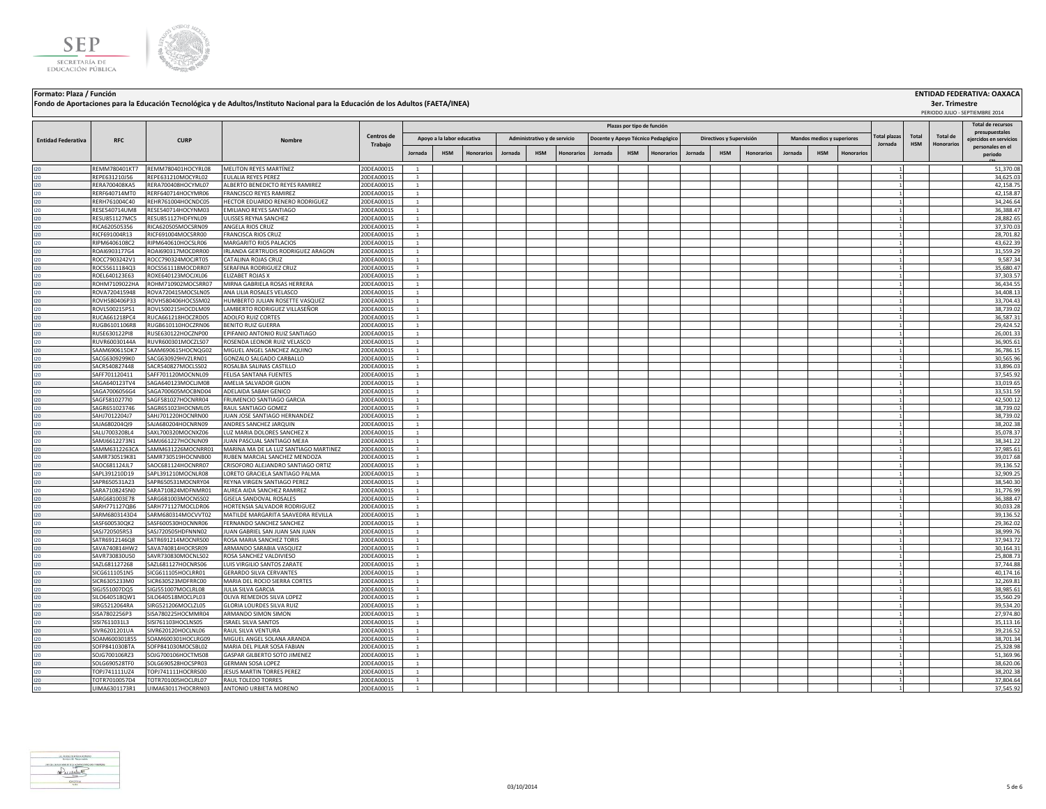**Formato: Plaza / Función**

**Fondo de Aportaciones para la Educación Tecnológica y de Adultos/Instituto Nacional para la Educación de los Adultos (FAETA/INEA)**

**ENTIDAD FEDERATIVA: OAXACA**

**3er. Trimestre**

PERIODO JULIO - SEPTIEMBRE 2014

| Entidad Federativa | RFC | CURP | Nombre | Centros de Trabajo | Plazas por tipo de función | | | | | | | | | | | | | | | Total plazas Jornada | Total HSM | Total de Honorarios | Total de recursos presupuestales ejercidos en servicios personales en el periodo |
|---|---|---|---|---|---|---|---|---|---|---|---|---|---|---|---|---|---|---|---|---|---|---|---|
| | | | | | Apoyo a la labor educativa | | | Administrativo y de servicio | | | Docente y Apoyo Técnico Pedagógico | | | Directivos y Supervisión | | | Mandos medios y superiores | | | | | | |
| | | | | | Jornada | HSM | Honorarios | Jornada | HSM | Honorarios | Jornada | HSM | Honorarios | Jornada | HSM | Honorarios | Jornada | HSM | Honorarios | | | | |
| I20 | REMM780401KT7 | REMM780401HOCYRL08 | MELITON REYES MARTÍNEZ | 20DEA0001S | 1 | | | | | | | | | | | | | | | 1 | | | 51,370.08 |
| I20 | REPE631210J56 | REPE631210MOCYRL02 | EULALIA REYES PEREZ | 20DEA0001S | 1 | | | | | | | | | | | | | | | 1 | | | 34,625.03 |
| I20 | RERA700408KA5 | RERA700408HOCYML07 | ALBERTO BENEDICTO REYES RAMIREZ | 20DEA0001S | 1 | | | | | | | | | | | | | | | 1 | | | 42,158.75 |
| I20 | RERF640714MT0 | RERF640714HOCYMR06 | FRANCISCO REYES RAMIREZ | 20DEA0001S | 1 | | | | | | | | | | | | | | | 1 | | | 42,158.87 |
| I20 | RERH761004C40 | RERH761004HOCNDC05 | HECTOR EDUARDO RENERO RODRIGUEZ | 20DEA0001S | 1 | | | | | | | | | | | | | | | 1 | | | 34,246.64 |
| I20 | RESE540714UM8 | RESE540714HOCYNM03 | EMILIANO REYES SANTIAGO | 20DEA0001S | 1 | | | | | | | | | | | | | | | 1 | | | 36,388.47 |
| I20 | RESU851127MC5 | RESU851127HDFYNL09 | ULISSES REYNA SANCHEZ | 20DEA0001S | 1 | | | | | | | | | | | | | | | 1 | | | 28,882.65 |
| I20 | RICA620505356 | RICA620505MOCSRN09 | ANGELA RIOS CRUZ | 20DEA0001S | 1 | | | | | | | | | | | | | | | 1 | | | 37,370.03 |
| I20 | RICF691004R13 | RICF691004MOCSRR00 | FRANCISCA RIOS CRUZ | 20DEA0001S | 1 | | | | | | | | | | | | | | | 1 | | | 28,701.82 |
| I20 | RIPM6406108C2 | RIPM640610HOCSLR06 | MARGARITO RIOS PALACIOS | 20DEA0001S | 1 | | | | | | | | | | | | | | | 1 | | | 43,622.39 |
| I20 | ROAI6903177G4 | ROAI690317MOCDRR00 | IRLANDA GERTRUDIS RODRIGUEZ ARAGON | 20DEA0001S | 1 | | | | | | | | | | | | | | | 1 | | | 31,559.29 |
| I20 | ROCC7903242V1 | ROCC790324MOCJRT05 | CATALINA ROJAS CRUZ | 20DEA0001S | 1 | | | | | | | | | | | | | | | 1 | | | 9,587.34 |
| I20 | ROCS5611184Q3 | ROCS561118MOCDRR07 | SERAFINA RODRIGUEZ CRUZ | 20DEA0001S | 1 | | | | | | | | | | | | | | | 1 | | | 35,680.47 |
| I20 | ROEL640123E63 | ROXE640123MOCJXL06 | ELIZABET ROJAS X | 20DEA0001S | 1 | | | | | | | | | | | | | | | 1 | | | 37,303.57 |
| I20 | ROHM7109022HA | ROHM710902MOCSRR07 | MIRNA GABRIELA ROSAS HERRERA | 20DEA0001S | 1 | | | | | | | | | | | | | | | 1 | | | 36,434.55 |
| I20 | ROVA720415948 | ROVA720415MOCSLN05 | ANA LILIA ROSALES VELASCO | 20DEA0001S | 1 | | | | | | | | | | | | | | | 1 | | | 34,408.13 |
| I20 | ROVH580406P33 | ROVH580406HOCSSM02 | HUMBERTO JULIAN ROSETTE VASQUEZ | 20DEA0001S | 1 | | | | | | | | | | | | | | | 1 | | | 33,704.43 |
| I20 | ROVL500215P51 | ROVL500215HOCDLM09 | LAMBERTO RODRIGUEZ VILLASEÑOR | 20DEA0001S | 1 | | | | | | | | | | | | | | | 1 | | | 38,739.02 |
| I20 | RUCA661218PC4 | RUCA661218HOCZRD05 | ADOLFO RUIZ CORTES | 20DEA0001S | 1 | | | | | | | | | | | | | | | 1 | | | 36,587.31 |
| I20 | RUGB6101106R8 | RUGB610110HOCZRN06 | BENITO RUIZ GUERRA | 20DEA0001S | 1 | | | | | | | | | | | | | | | 1 | | | 29,424.52 |
| I20 | RUSE630122PI8 | RUSE630122HOCZNP00 | EPIFANIO ANTONIO RUIZ SANTIAGO | 20DEA0001S | 1 | | | | | | | | | | | | | | | 1 | | | 26,001.33 |
| I20 | RUVR60030144A | RUVR600301MOCZLS07 | ROSENDA LEONOR RUIZ VELASCO | 20DEA0001S | 1 | | | | | | | | | | | | | | | 1 | | | 36,905.61 |
| I20 | SAAM690615DK7 | SAAM690615HOCNQG02 | MIGUEL ANGEL SANCHEZ AQUINO | 20DEA0001S | 1 | | | | | | | | | | | | | | | 1 | | | 36,786.15 |
| I20 | SACG6309299K0 | SACG630929HVZLRN01 | GONZALO SALGADO CARBALLO | 20DEA0001S | 1 | | | | | | | | | | | | | | | 1 | | | 30,565.96 |
| I20 | SACR540827448 | SACR540827MOCLSS02 | ROSALBA SALINAS CASTILLO | 20DEA0001S | 1 | | | | | | | | | | | | | | | 1 | | | 33,896.03 |
| I20 | SAFF701120411 | SAFF701120MOCNNL09 | FELISA SANTANA FUENTES | 20DEA0001S | 1 | | | | | | | | | | | | | | | 1 | | | 37,545.92 |
| I20 | SAGA640123TV4 | SAGA640123MOCLJM08 | AMELIA SALVADOR GIJON | 20DEA0001S | 1 | | | | | | | | | | | | | | | 1 | | | 33,019.65 |
| I20 | SAGA7006056G4 | SAGA700605MOCBND04 | ADELAIDA SABAH GENICO | 20DEA0001S | 1 | | | | | | | | | | | | | | | 1 | | | 33,531.59 |
| I20 | SAGF5810277I0 | SAGF581027HOCNRR04 | FRUMENCIO SANTIAGO GARCIA | 20DEA0001S | 1 | | | | | | | | | | | | | | | 1 | | | 42,500.12 |
| I20 | SAGR651023746 | SAGR651023HOCNML05 | RAUL SANTIAGO GOMEZ | 20DEA0001S | 1 | | | | | | | | | | | | | | | 1 | | | 38,739.02 |
| I20 | SAHJ7012204J7 | SAHJ701220HOCNRN00 | JUAN JOSE SANTIAGO HERNANDEZ | 20DEA0001S | 1 | | | | | | | | | | | | | | | 1 | | | 38,739.02 |
| I20 | SAJA680204QI9 | SAJA680204HOCNRN09 | ANDRES SANCHEZ JARQUIN | 20DEA0001S | 1 | | | | | | | | | | | | | | | 1 | | | 38,202.38 |
| I20 | SALU7003208L4 | SAXL700320MOCNXZ06 | LUZ MARIA DOLORES SANCHEZ X | 20DEA0001S | 1 | | | | | | | | | | | | | | | 1 | | | 35,078.37 |
| I20 | SAMJ6612273N1 | SAMJ661227HOCNJN09 | JUAN PASCUAL SANTIAGO MEJIA | 20DEA0001S | 1 | | | | | | | | | | | | | | | 1 | | | 38,341.22 |
| I20 | SAMM6312263CA | SAMM631226MOCNRR01 | MARINA MA DE LA LUZ SANTIAGO MARTINEZ | 20DEA0001S | 1 | | | | | | | | | | | | | | | 1 | | | 37,985.61 |
| I20 | SAMR730519K81 | SAMR730519HOCNNB00 | RUBEN MARCIAL SANCHEZ MENDOZA | 20DEA0001S | 1 | | | | | | | | | | | | | | | 1 | | | 39,017.68 |
| I20 | SAOC681124JL7 | SAOC681124HOCNRR07 | CRISOFORO ALEJANDRO SANTIAGO ORTIZ | 20DEA0001S | 1 | | | | | | | | | | | | | | | 1 | | | 39,136.52 |
| I20 | SAPL391210D19 | SAPL391210MOCNLR08 | LORETO GRACIELA SANTIAGO PALMA | 20DEA0001S | 1 | | | | | | | | | | | | | | | 1 | | | 32,909.25 |
| I20 | SAPR650531A23 | SAPR650531MOCNRY04 | REYNA VIRGEN SANTIAGO PEREZ | 20DEA0001S | 1 | | | | | | | | | | | | | | | 1 | | | 38,540.30 |
| I20 | SARA7108245N0 | SARA710824MDFNMR01 | AUREA AIDA SANCHEZ RAMIREZ | 20DEA0001S | 1 | | | | | | | | | | | | | | | 1 | | | 31,776.99 |
| I20 | SARG681003E78 | SARG681003MOCNSS02 | GISELA SANDOVAL ROSALES | 20DEA0001S | 1 | | | | | | | | | | | | | | | 1 | | | 36,388.47 |
| I20 | SARH771127QB6 | SARH771127MOCLDR06 | HORTENSIA SALVADOR RODRIGUEZ | 20DEA0001S | 1 | | | | | | | | | | | | | | | 1 | | | 30,033.28 |
| I20 | SARM6803143D4 | SARM680314MOCVVT02 | MATILDE MARGARITA SAAVEDRA REVILLA | 20DEA0001S | 1 | | | | | | | | | | | | | | | 1 | | | 39,136.52 |
| I20 | SASF600530QK2 | SASF600530HOCNNR06 | FERNANDO SANCHEZ SANCHEZ | 20DEA0001S | 1 | | | | | | | | | | | | | | | 1 | | | 29,362.02 |
| I20 | SASJ720505R53 | SASJ720505HDFNNN02 | JUAN GABRIEL SAN JUAN SAN JUAN | 20DEA0001S | 1 | | | | | | | | | | | | | | | 1 | | | 38,999.76 |
| I20 | SATR6912146Q8 | SATR691214MOCNRS00 | ROSA MARIA SANCHEZ TORIS | 20DEA0001S | 1 | | | | | | | | | | | | | | | 1 | | | 37,943.72 |
| I20 | SAVA740814HW2 | SAVA740814HOCRSR09 | ARMANDO SARABIA VASQUEZ | 20DEA0001S | 1 | | | | | | | | | | | | | | | 1 | | | 30,164.31 |
| I20 | SAVR730830US0 | SAVR730830MOCNLS02 | ROSA SANCHEZ VALDIVIESO | 20DEA0001S | 1 | | | | | | | | | | | | | | | 1 | | | 25,808.73 |
| I20 | SAZL681127268 | SAZL681127HOCNRS06 | LUIS VIRGILIO SANTOS ZARATE | 20DEA0001S | 1 | | | | | | | | | | | | | | | 1 | | | 37,744.88 |
| I20 | SICG6111051N5 | SICG611105HOCLRR01 | GERARDO SILVA CERVANTES | 20DEA0001S | 1 | | | | | | | | | | | | | | | 1 | | | 40,174.16 |
| I20 | SICR6305233M0 | SICR630523MDFRRC00 | MARIA DEL ROCIO SIERRA CORTES | 20DEA0001S | 1 | | | | | | | | | | | | | | | 1 | | | 32,269.81 |
| I20 | SIGJ551007DQ5 | SIGJ551007MOCLRL08 | JULIA SILVA GARCIA | 20DEA0001S | 1 | | | | | | | | | | | | | | | 1 | | | 38,985.61 |
| I20 | SILO640518QW1 | SILO640518MOCLPL03 | OLIVA REMEDIOS SILVA LOPEZ | 20DEA0001S | 1 | | | | | | | | | | | | | | | 1 | | | 35,560.29 |
| I20 | SIRG5212064RA | SIRG521206MOCLZL05 | GLORIA LOURDES SILVA RUIZ | 20DEA0001S | 1 | | | | | | | | | | | | | | | 1 | | | 39,534.20 |
| I20 | SISA7802256P3 | SISA780225HOCMMR04 | ARMANDO SIMON SIMON | 20DEA0001S | 1 | | | | | | | | | | | | | | | 1 | | | 27,974.80 |
| I20 | SISI7611031L3 | SISI761103HOCLNS05 | ISRAEL SILVA SANTOS | 20DEA0001S | 1 | | | | | | | | | | | | | | | 1 | | | 35,113.16 |
| I20 | SIVR6201201UA | SIVR620120HOCLNL06 | RAUL SILVA VENTURA | 20DEA0001S | 1 | | | | | | | | | | | | | | | 1 | | | 39,216.52 |
| I20 | SOAM600301855 | SOAM600301HOCLRG09 | MIGUEL ANGEL SOLANA ARANDA | 20DEA0001S | 1 | | | | | | | | | | | | | | | 1 | | | 38,701.34 |
| I20 | SOFP841030BTA | SOFP841030MOCSBL02 | MARIA DEL PILAR SOSA FABIAN | 20DEA0001S | 1 | | | | | | | | | | | | | | | 1 | | | 25,328.98 |
| I20 | SOJG700106RZ3 | SOJG700106HOCTMS08 | GASPAR GILBERTO SOTO JIMENEZ | 20DEA0001S | 1 | | | | | | | | | | | | | | | 1 | | | 51,369.96 |
| I20 | SOLG690528TF0 | SOLG690528HOCSPR03 | GERMAN SOSA LOPEZ | 20DEA0001S | 1 | | | | | | | | | | | | | | | 1 | | | 38,620.06 |
| I20 | TOPJ741111UZ4 | TOPJ741111HOCRRS00 | JESUS MARTIN TORRES PEREZ | 20DEA0001S | 1 | | | | | | | | | | | | | | | 1 | | | 38,202.38 |
| I20 | TOTR7010057D4 | TOTR701005HOCLRL07 | RAUL TOLEDO TORRES | 20DEA0001S | 1 | | | | | | | | | | | | | | | 1 | | | 37,804.64 |
| I20 | UIMA6301173R1 | UIMA630117HOCRRN03 | ANTONIO URBIETA MORENO | 20DEA0001S | 1 | | | | | | | | | | | | | | | 1 | | | 37,545.92 |

03/10/2014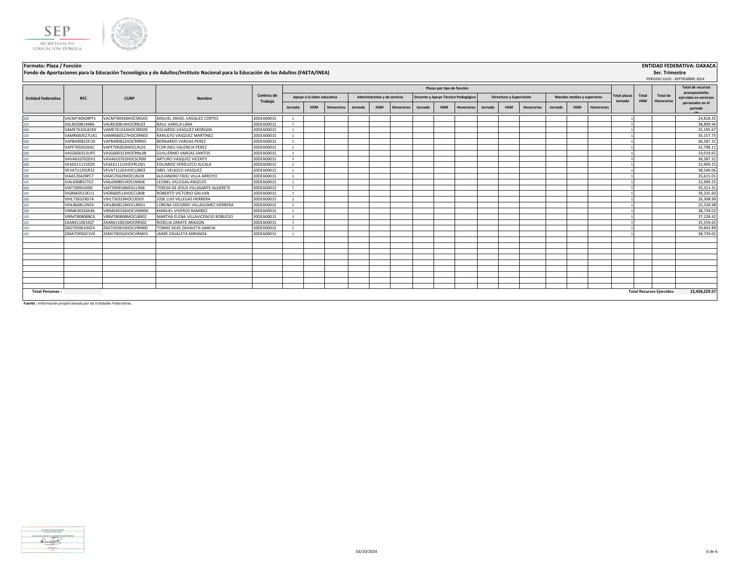**Formato: Plaza / Función**

**Fondo de Aportaciones para la Educación Tecnológica y de Adultos/Instituto Nacional para la Educación de los Adultos (FAETA/INEA)**

**ENTIDAD FEDERATIVA: OAXACA**

**3er. Trimestre**

PERIODO JULIO - SEPTIEMBRE 2014

| Entidad Federativa | RFC | CURP | Nombre | Centros de Trabajo | Plazas por tipo de función | | | | | | | | | | | | | | | Total plazas Jornada | Total HSM | Total de Honorarios | Total de recursos presupuestales ejercidos en servicios personales en el periodo |
|---|---|---|---|---|---|---|---|---|---|---|---|---|---|---|---|---|---|---|---|---|---|---|---|
| | | | | | Apoyo a la labor educativa | | | Administrativo y de servicio | | | Docente y Apoyo Técnico Pedagógico | | | Directivos y Supervisión | | | Mandos medios y superiores | | | | | | |
| | | | | | Jornada | HSM | Honorarios | Jornada | HSM | Honorarios | Jornada | HSM | Honorarios | Jornada | HSM | Honorarios | Jornada | HSM | Honorarios | | | | |
| I20 | VACM740928PF1 | VACM740928HOCSRG03 | MIGUEL ANGEL VASQUEZ CORTES | 20DEA0001S | 1 | | | | | | | | | | | | | | | 1 | | | 24,818.35 |
| I20 | VALR6308144BA | VALR630814HOCRRL03 | RAUL VARELA LARA | 20DEA0001S | 1 | | | | | | | | | | | | | | | 1 | | | 38,899.94 |
| I20 | VAME761014CK0 | VAME761014HOCSRD09 | EDUARDO VASQUEZ MORGAN | 20DEA0001S | 1 | | | | | | | | | | | | | | | 1 | | | 35,195.67 |
| I20 | VAMR660527UA1 | VAMR660527HOCSRN03 | RANULFO VASQUEZ MARTINEZ | 20DEA0001S | 1 | | | | | | | | | | | | | | | 1 | | | 35,157.75 |
| I20 | VAPB490822EU0 | VAPB490822HOCRRR05 | BERNARDO VARGAS PEREZ | 20DEA0001S | 1 | | | | | | | | | | | | | | | 1 | | | 36,587.31 |
| I20 | VAPF700302642 | VAPF700302MOCLRL01 | FLOR INES VALENCIA PEREZ | 20DEA0001S | 1 | | | | | | | | | | | | | | | 1 | | | 32,798.11 |
| I20 | VASG600313UP5 | VASG600313HOCRNL08 | GUILLERMO VARGAS SANTOS | 20DEA0001S | 1 | | | | | | | | | | | | | | | 1 | | | 33,019.65 |
| I20 | VAVA610702EH1 | VAVA610702HOCSCR00 | ARTURO VASQUEZ VICENTE | 20DEA0001S | 1 | | | | | | | | | | | | | | | 1 | | | 36,587.31 |
| I20 | VEAE611115DZ0 | VEAE611115HDFRLD01 | EDUARDO VERDUZCO ALCALA | 20DEA0001S | 1 | | | | | | | | | | | | | | | 1 | | | 32,909.25 |
| I20 | VEVA711201R31 | VEVA711201HOCLSB03 | ABEL VELASCO VASQUEZ | 20DEA0001S | 1 | | | | | | | | | | | | | | | 1 | | | 38,540.06 |
| I20 | VIAA570429PC7 | VIAA570429HOCLRL09 | ALEJANDRO FIDEL VILLA ARROYO | 20DEA0001S | 1 | | | | | | | | | | | | | | | 1 | | | 35,615.01 |
| I20 | VIAL6908017G5 | VIAL690801HOCLNN06 | LEONEL VILLEGAS ANGELES | 20DEA0001S | 1 | | | | | | | | | | | | | | | 1 | | | 32,909.25 |
| I20 | VIAT590910ID0 | VIAT590910MOCLLR06 | TERESA DE JESUS VILLASANTE ALDERETE | 20DEA0001S | 1 | | | | | | | | | | | | | | | 1 | | | 35,521.31 |
| I20 | VIGR660513EU1 | VIGR660513HOCCLB08 | ROBERTO VICTORIO GALVAN | 20DEA0001S | 1 | | | | | | | | | | | | | | | 1 | | | 39,335.60 |
| I20 | VIHL730329D7A | VIHL730329HOCLRS03 | JOSE LUIS VILLEGAS HERRERA | 20DEA0001S | 1 | | | | | | | | | | | | | | | 1 | | | 26,308.99 |
| I20 | VIHL860812N59 | VIHL860812MOCLRR01 | LORENA SOCORRO VILLAGOMEZ HERRERA | 20DEA0001S | 1 | | | | | | | | | | | | | | | 1 | | | 25,328.98 |
| I20 | VIRM630326K46 | VIRM630326HOCVMN00 | MANUEL VIVEROS RAMIREZ | 20DEA0001S | 1 | | | | | | | | | | | | | | | 1 | | | 38,739.02 |
| I20 | VIRM780808BC6 | VIRM780808MOCLBR02 | MARTHA ELENA VILLAVICENCIO ROBLEDO | 20DEA0001S | 1 | | | | | | | | | | | | | | | 1 | | | 37,228.42 |
| I20 | ZAAR611001IQ7 | ZAAR611001MOCRRS02 | ROSELIA ZARATE ARAGON | 20DEA0001S | 1 | | | | | | | | | | | | | | | 1 | | | 35,559.65 |
| I20 | ZAGT650610GF4 | ZAGT650610HOCVRM00 | TOMAS SILAS ZAVALETA GARCIA | 20DEA0001S | 1 | | | | | | | | | | | | | | | 1 | | | 29,843.89 |
| I20 | ZAMJ7005021V0 | ZAMJ700502HOCVRM03 | JAIME ZAVALETA MIRANDA | 20DEA0001S | 1 | | | | | | | | | | | | | | | 1 | | | 38,739.02 |
| **Total Personas :** | | | | | | | | | | | | | | | | | | | | | **Total Recursos Ejercidos:** | | **12,458,229.57** |

**Fuente :** Información proporcionada por las Entidades Federativas.

03/10/2014